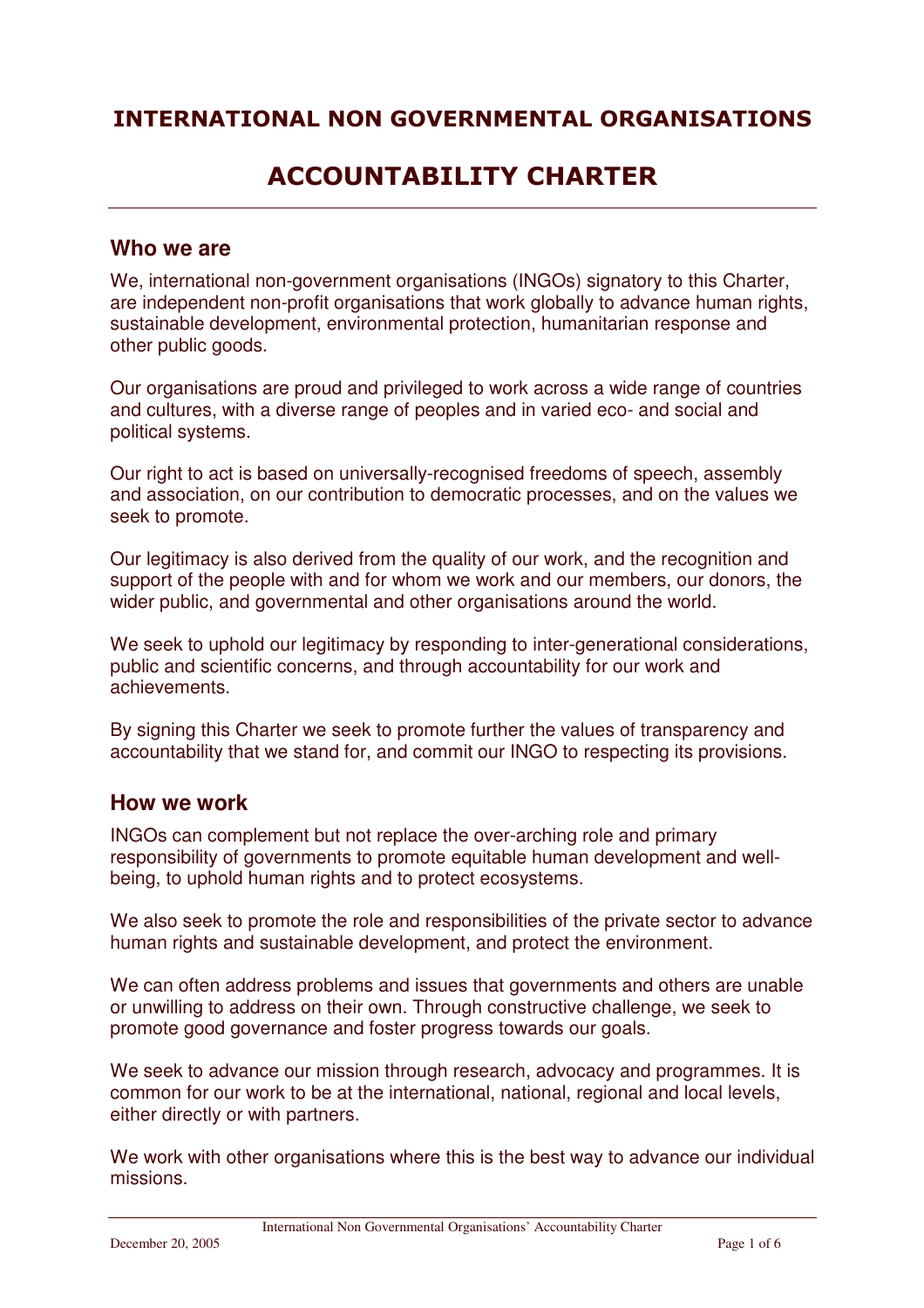# INTERNATIONAL NON GOVERNMENTAL ORGANISATIONS

# ACCOUNTABILITY CHARTER

## Who we are

We, international non-government organisations (INGOs) signatory to this Charter, are independent non-profit organisations that work globally to advance human rights, sustainable development, environmental protection, humanitarian response and other public goods.

Our organisations are proud and privileged to work across a wide range of countries and cultures, with a diverse range of peoples and in varied eco- and social and political systems.

Our right to act is based on universally-recognised freedoms of speech, assembly and association, on our contribution to democratic processes, and on the values we seek to promote.

Our legitimacy is also derived from the quality of our work, and the recognition and support of the people with and for whom we work and our members, our donors, the wider public, and governmental and other organisations around the world.

We seek to uphold our legitimacy by responding to inter-generational considerations, public and scientific concerns, and through accountability for our work and achievements.

By signing this Charter we seek to promote further the values of transparency and accountability that we stand for, and commit our INGO to respecting its provisions.

## How we work

INGOs can complement but not replace the over-arching role and primary responsibility of governments to promote equitable human development and well-being, to uphold human rights and to protect ecosystems.

We also seek to promote the role and responsibilities of the private sector to advance human rights and sustainable development, and protect the environment.

We can often address problems and issues that governments and others are unable or unwilling to address on their own. Through constructive challenge, we seek to promote good governance and foster progress towards our goals.

We seek to advance our mission through research, advocacy and programmes. It is common for our work to be at the international, national, regional and local levels, either directly or with partners.

We work with other organisations where this is the best way to advance our individual missions.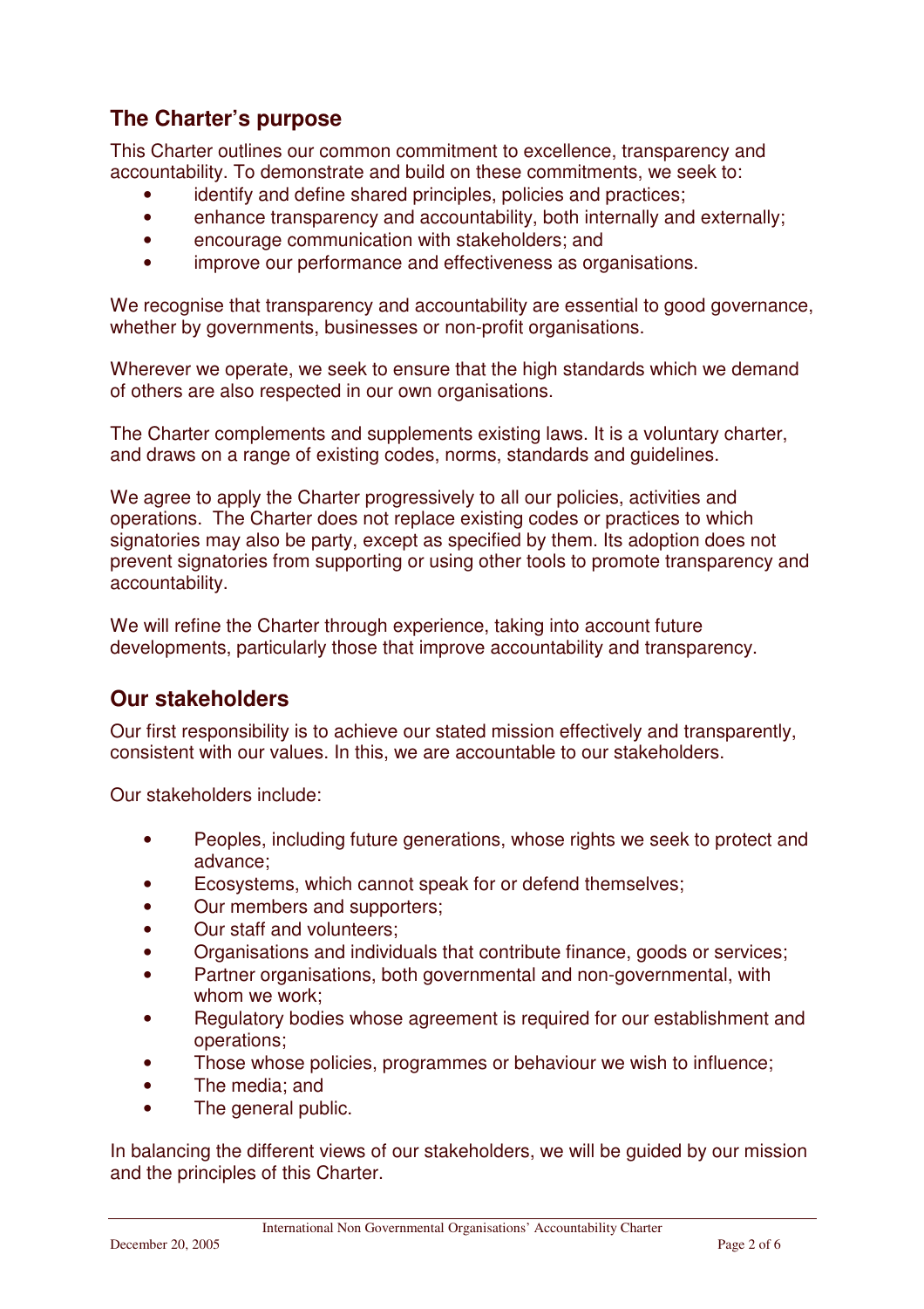## The Charter's purpose

This Charter outlines our common commitment to excellence, transparency and accountability. To demonstrate and build on these commitments, we seek to:

- identify and define shared principles, policies and practices;
- enhance transparency and accountability, both internally and externally;
- encourage communication with stakeholders; and
- improve our performance and effectiveness as organisations.

We recognise that transparency and accountability are essential to good governance, whether by governments, businesses or non-profit organisations.

Wherever we operate, we seek to ensure that the high standards which we demand of others are also respected in our own organisations.

The Charter complements and supplements existing laws. It is a voluntary charter, and draws on a range of existing codes, norms, standards and guidelines.

We agree to apply the Charter progressively to all our policies, activities and operations. The Charter does not replace existing codes or practices to which signatories may also be party, except as specified by them. Its adoption does not prevent signatories from supporting or using other tools to promote transparency and accountability.

We will refine the Charter through experience, taking into account future developments, particularly those that improve accountability and transparency.

## Our stakeholders

Our first responsibility is to achieve our stated mission effectively and transparently, consistent with our values. In this, we are accountable to our stakeholders.

Our stakeholders include:

- Peoples, including future generations, whose rights we seek to protect and advance;
- Ecosystems, which cannot speak for or defend themselves;
- Our members and supporters;
- Our staff and volunteers;
- Organisations and individuals that contribute finance, goods or services;
- Partner organisations, both governmental and non-governmental, with whom we work;
- Regulatory bodies whose agreement is required for our establishment and operations;
- Those whose policies, programmes or behaviour we wish to influence;
- The media; and
- The general public.

In balancing the different views of our stakeholders, we will be guided by our mission and the principles of this Charter.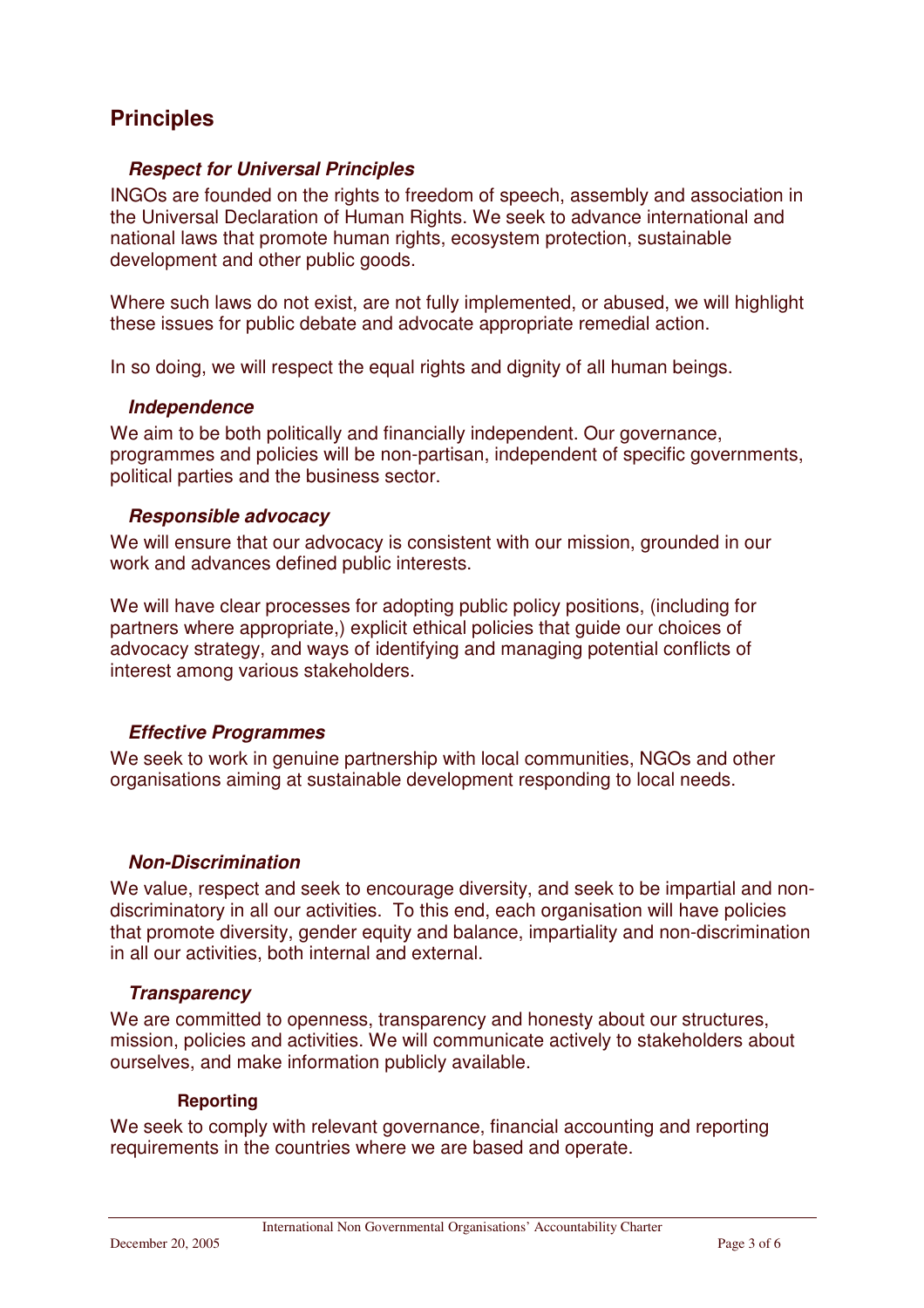## Principles

### *Respect for Universal Principles*

INGOs are founded on the rights to freedom of speech, assembly and association in the Universal Declaration of Human Rights. We seek to advance international and national laws that promote human rights, ecosystem protection, sustainable development and other public goods.

Where such laws do not exist, are not fully implemented, or abused, we will highlight these issues for public debate and advocate appropriate remedial action.

In so doing, we will respect the equal rights and dignity of all human beings.

### *Independence*

We aim to be both politically and financially independent. Our governance, programmes and policies will be non-partisan, independent of specific governments, political parties and the business sector.

### *Responsible advocacy*

We will ensure that our advocacy is consistent with our mission, grounded in our work and advances defined public interests.

We will have clear processes for adopting public policy positions, (including for partners where appropriate,) explicit ethical policies that guide our choices of advocacy strategy, and ways of identifying and managing potential conflicts of interest among various stakeholders.

### *Effective Programmes*

We seek to work in genuine partnership with local communities, NGOs and other organisations aiming at sustainable development responding to local needs.

### *Non-Discrimination*

We value, respect and seek to encourage diversity, and seek to be impartial and non-discriminatory in all our activities. To this end, each organisation will have policies that promote diversity, gender equity and balance, impartiality and non-discrimination in all our activities, both internal and external.

### *Transparency*

We are committed to openness, transparency and honesty about our structures, mission, policies and activities. We will communicate actively to stakeholders about ourselves, and make information publicly available.

#### Reporting

We seek to comply with relevant governance, financial accounting and reporting requirements in the countries where we are based and operate.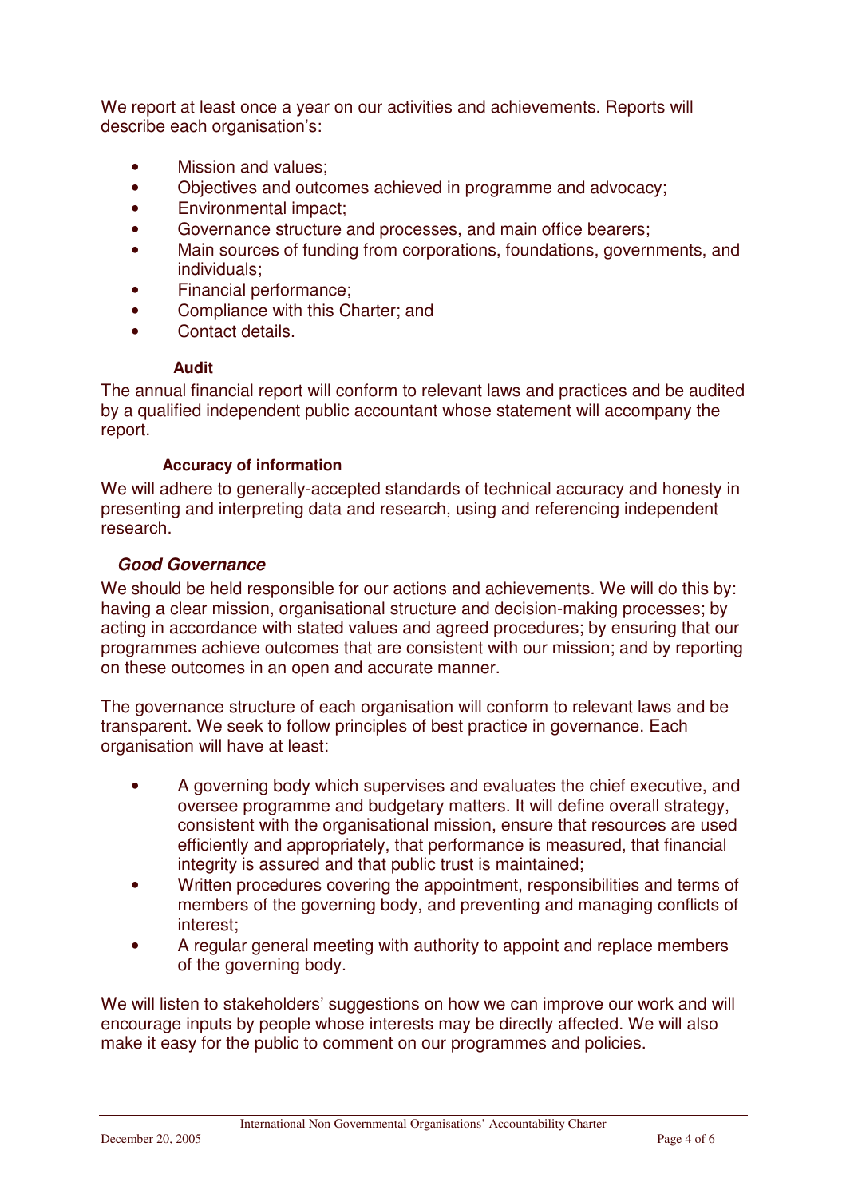We report at least once a year on our activities and achievements. Reports will describe each organisation's:

- Mission and values;
- Objectives and outcomes achieved in programme and advocacy;
- Environmental impact;
- Governance structure and processes, and main office bearers;
- Main sources of funding from corporations, foundations, governments, and individuals;
- Financial performance;
- Compliance with this Charter; and
- Contact details.

#### Audit

The annual financial report will conform to relevant laws and practices and be audited by a qualified independent public accountant whose statement will accompany the report.

#### Accuracy of information

We will adhere to generally-accepted standards of technical accuracy and honesty in presenting and interpreting data and research, using and referencing independent research.

### *Good Governance*

We should be held responsible for our actions and achievements. We will do this by: having a clear mission, organisational structure and decision-making processes; by acting in accordance with stated values and agreed procedures; by ensuring that our programmes achieve outcomes that are consistent with our mission; and by reporting on these outcomes in an open and accurate manner.

The governance structure of each organisation will conform to relevant laws and be transparent. We seek to follow principles of best practice in governance. Each organisation will have at least:

- A governing body which supervises and evaluates the chief executive, and oversee programme and budgetary matters. It will define overall strategy, consistent with the organisational mission, ensure that resources are used efficiently and appropriately, that performance is measured, that financial integrity is assured and that public trust is maintained;
- Written procedures covering the appointment, responsibilities and terms of members of the governing body, and preventing and managing conflicts of interest;
- A regular general meeting with authority to appoint and replace members of the governing body.

We will listen to stakeholders' suggestions on how we can improve our work and will encourage inputs by people whose interests may be directly affected. We will also make it easy for the public to comment on our programmes and policies.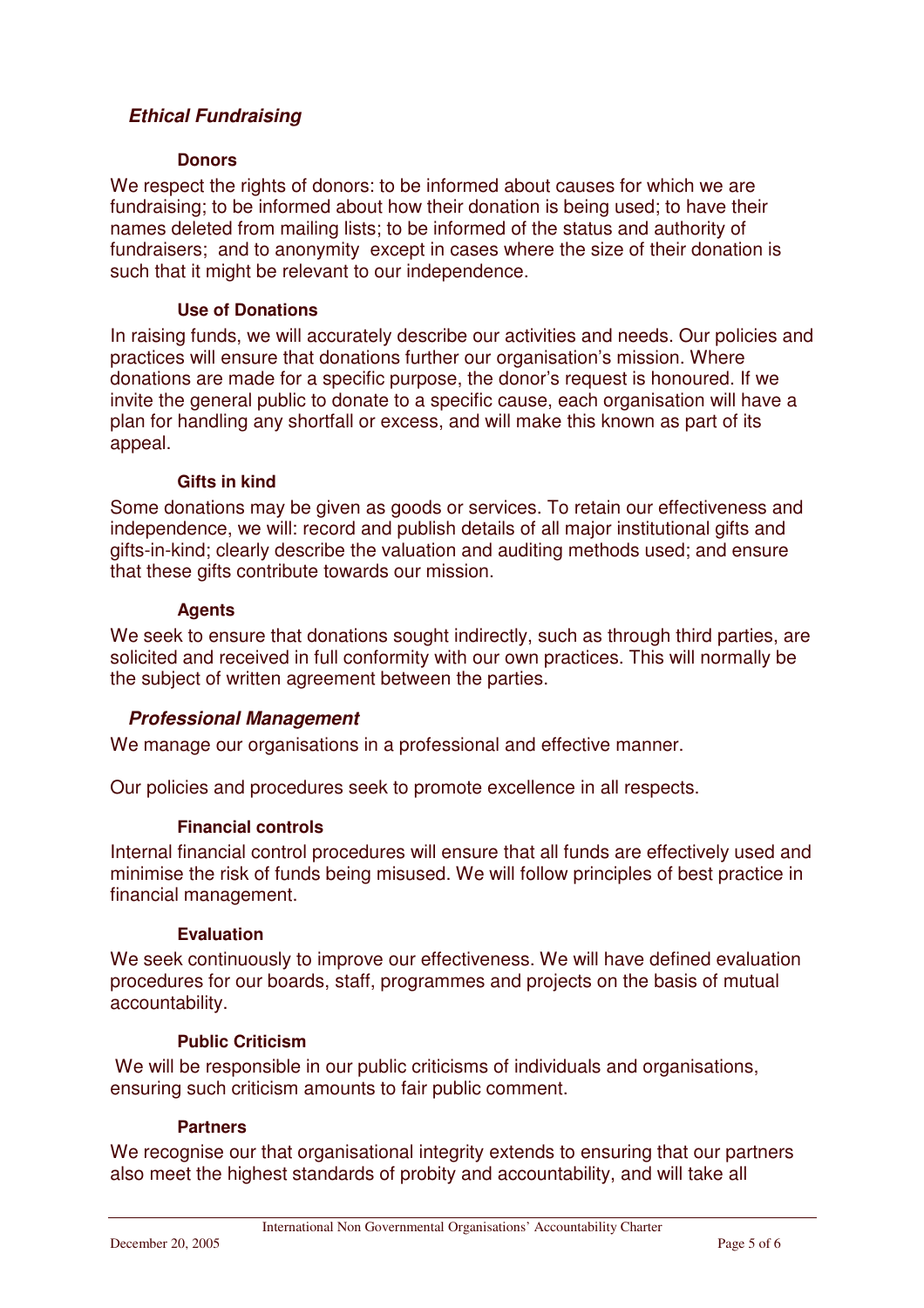## *Ethical Fundraising*

### Donors

We respect the rights of donors: to be informed about causes for which we are fundraising; to be informed about how their donation is being used; to have their names deleted from mailing lists; to be informed of the status and authority of fundraisers; and to anonymity except in cases where the size of their donation is such that it might be relevant to our independence.

### Use of Donations

In raising funds, we will accurately describe our activities and needs. Our policies and practices will ensure that donations further our organisation's mission. Where donations are made for a specific purpose, the donor's request is honoured. If we invite the general public to donate to a specific cause, each organisation will have a plan for handling any shortfall or excess, and will make this known as part of its appeal.

### Gifts in kind

Some donations may be given as goods or services. To retain our effectiveness and independence, we will: record and publish details of all major institutional gifts and gifts-in-kind; clearly describe the valuation and auditing methods used; and ensure that these gifts contribute towards our mission.

### Agents

We seek to ensure that donations sought indirectly, such as through third parties, are solicited and received in full conformity with our own practices. This will normally be the subject of written agreement between the parties.

## *Professional Management*

We manage our organisations in a professional and effective manner.

Our policies and procedures seek to promote excellence in all respects.

### Financial controls

Internal financial control procedures will ensure that all funds are effectively used and minimise the risk of funds being misused. We will follow principles of best practice in financial management.

### Evaluation

We seek continuously to improve our effectiveness. We will have defined evaluation procedures for our boards, staff, programmes and projects on the basis of mutual accountability.

### Public Criticism

We will be responsible in our public criticisms of individuals and organisations, ensuring such criticism amounts to fair public comment.

### Partners

We recognise our that organisational integrity extends to ensuring that our partners also meet the highest standards of probity and accountability, and will take all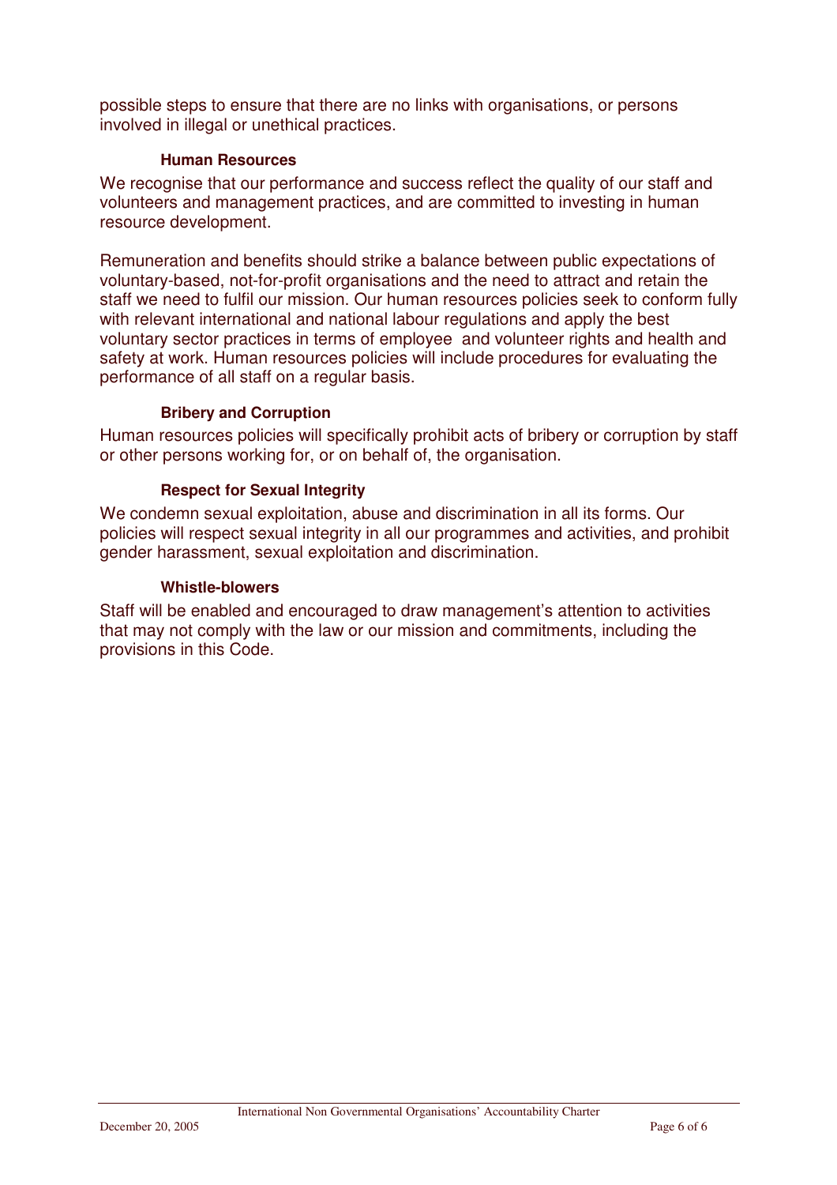possible steps to ensure that there are no links with organisations, or persons involved in illegal or unethical practices.

### Human Resources

We recognise that our performance and success reflect the quality of our staff and volunteers and management practices, and are committed to investing in human resource development.

Remuneration and benefits should strike a balance between public expectations of voluntary-based, not-for-profit organisations and the need to attract and retain the staff we need to fulfil our mission. Our human resources policies seek to conform fully with relevant international and national labour regulations and apply the best voluntary sector practices in terms of employee and volunteer rights and health and safety at work. Human resources policies will include procedures for evaluating the performance of all staff on a regular basis.

### Bribery and Corruption

Human resources policies will specifically prohibit acts of bribery or corruption by staff or other persons working for, or on behalf of, the organisation.

### Respect for Sexual Integrity

We condemn sexual exploitation, abuse and discrimination in all its forms. Our policies will respect sexual integrity in all our programmes and activities, and prohibit gender harassment, sexual exploitation and discrimination.

### Whistle-blowers

Staff will be enabled and encouraged to draw management's attention to activities that may not comply with the law or our mission and commitments, including the provisions in this Code.